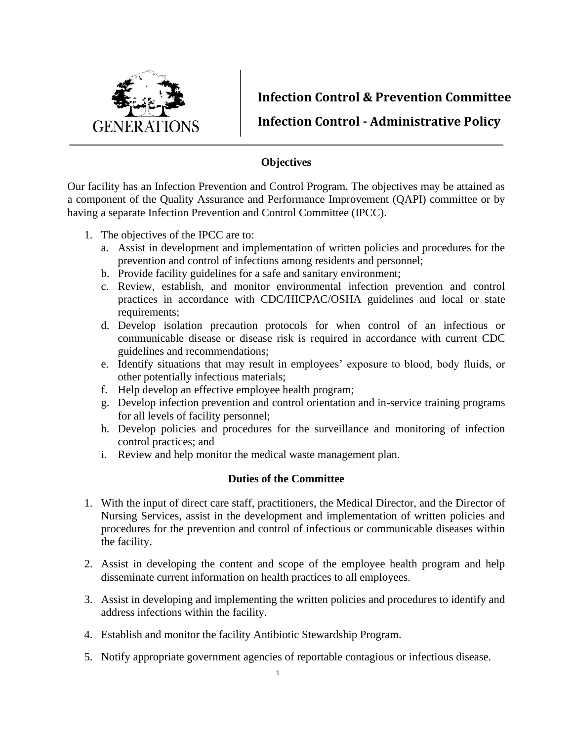GENERATIONS

# Infection Control & Prevention Committee

# Infection Control - Administrative Policy

## Objectives

Our facility has an Infection Prevention and Control Program. The objectives may be attained as a component of the Quality Assurance and Performance Improvement (QAPI) committee or by having a separate Infection Prevention and Control Committee (IPCC).

1. The objectives of the IPCC are to:
   a. Assist in development and implementation of written policies and procedures for the prevention and control of infections among residents and personnel;
   b. Provide facility guidelines for a safe and sanitary environment;
   c. Review, establish, and monitor environmental infection prevention and control practices in accordance with CDC/HICPAC/OSHA guidelines and local or state requirements;
   d. Develop isolation precaution protocols for when control of an infectious or communicable disease or disease risk is required in accordance with current CDC guidelines and recommendations;
   e. Identify situations that may result in employees' exposure to blood, body fluids, or other potentially infectious materials;
   f. Help develop an effective employee health program;
   g. Develop infection prevention and control orientation and in-service training programs for all levels of facility personnel;
   h. Develop policies and procedures for the surveillance and monitoring of infection control practices; and
   i. Review and help monitor the medical waste management plan.

## Duties of the Committee

1. With the input of direct care staff, practitioners, the Medical Director, and the Director of Nursing Services, assist in the development and implementation of written policies and procedures for the prevention and control of infectious or communicable diseases within the facility.

2. Assist in developing the content and scope of the employee health program and help disseminate current information on health practices to all employees.

3. Assist in developing and implementing the written policies and procedures to identify and address infections within the facility.

4. Establish and monitor the facility Antibiotic Stewardship Program.

5. Notify appropriate government agencies of reportable contagious or infectious disease.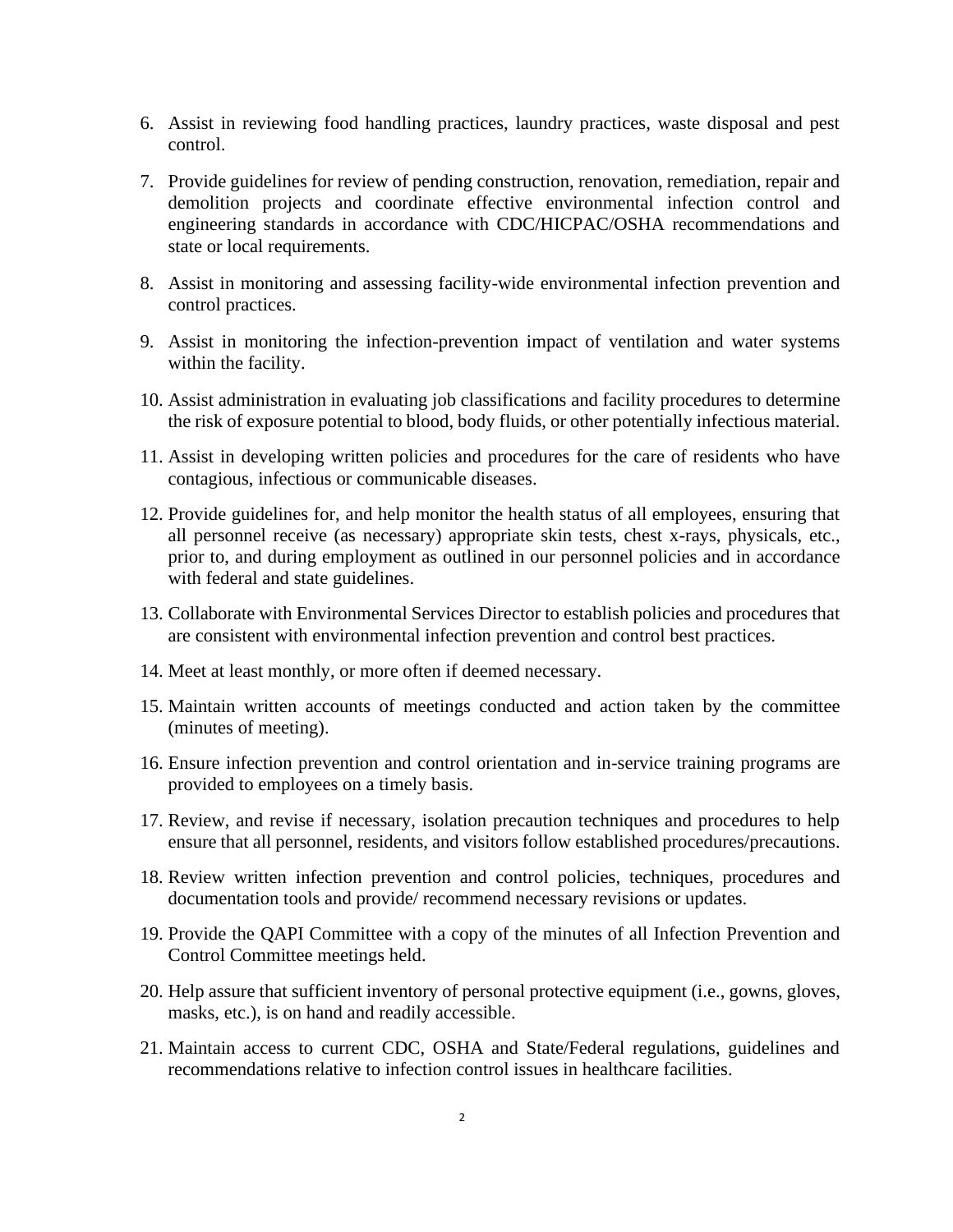6. Assist in reviewing food handling practices, laundry practices, waste disposal and pest control.

7. Provide guidelines for review of pending construction, renovation, remediation, repair and demolition projects and coordinate effective environmental infection control and engineering standards in accordance with CDC/HICPAC/OSHA recommendations and state or local requirements.

8. Assist in monitoring and assessing facility-wide environmental infection prevention and control practices.

9. Assist in monitoring the infection-prevention impact of ventilation and water systems within the facility.

10. Assist administration in evaluating job classifications and facility procedures to determine the risk of exposure potential to blood, body fluids, or other potentially infectious material.

11. Assist in developing written policies and procedures for the care of residents who have contagious, infectious or communicable diseases.

12. Provide guidelines for, and help monitor the health status of all employees, ensuring that all personnel receive (as necessary) appropriate skin tests, chest x-rays, physicals, etc., prior to, and during employment as outlined in our personnel policies and in accordance with federal and state guidelines.

13. Collaborate with Environmental Services Director to establish policies and procedures that are consistent with environmental infection prevention and control best practices.

14. Meet at least monthly, or more often if deemed necessary.

15. Maintain written accounts of meetings conducted and action taken by the committee (minutes of meeting).

16. Ensure infection prevention and control orientation and in-service training programs are provided to employees on a timely basis.

17. Review, and revise if necessary, isolation precaution techniques and procedures to help ensure that all personnel, residents, and visitors follow established procedures/precautions.

18. Review written infection prevention and control policies, techniques, procedures and documentation tools and provide/ recommend necessary revisions or updates.

19. Provide the QAPI Committee with a copy of the minutes of all Infection Prevention and Control Committee meetings held.

20. Help assure that sufficient inventory of personal protective equipment (i.e., gowns, gloves, masks, etc.), is on hand and readily accessible.

21. Maintain access to current CDC, OSHA and State/Federal regulations, guidelines and recommendations relative to infection control issues in healthcare facilities.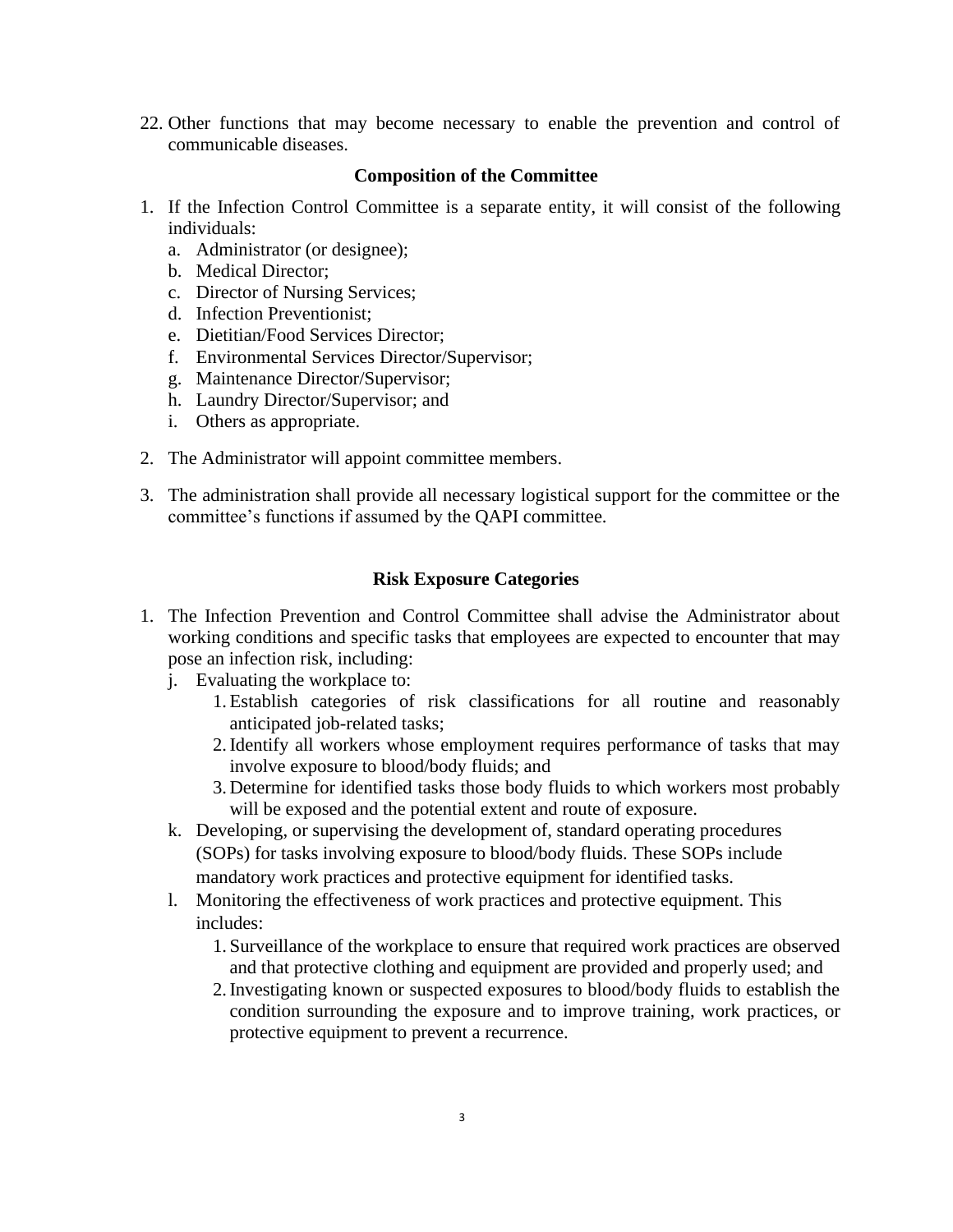22. Other functions that may become necessary to enable the prevention and control of communicable diseases.

### Composition of the Committee

1. If the Infection Control Committee is a separate entity, it will consist of the following individuals:
   a. Administrator (or designee);
   b. Medical Director;
   c. Director of Nursing Services;
   d. Infection Preventionist;
   e. Dietitian/Food Services Director;
   f. Environmental Services Director/Supervisor;
   g. Maintenance Director/Supervisor;
   h. Laundry Director/Supervisor; and
   i. Others as appropriate.

2. The Administrator will appoint committee members.

3. The administration shall provide all necessary logistical support for the committee or the committee's functions if assumed by the QAPI committee.

### Risk Exposure Categories

1. The Infection Prevention and Control Committee shall advise the Administrator about working conditions and specific tasks that employees are expected to encounter that may pose an infection risk, including:
   j. Evaluating the workplace to:
      1. Establish categories of risk classifications for all routine and reasonably anticipated job-related tasks;
      2. Identify all workers whose employment requires performance of tasks that may involve exposure to blood/body fluids; and
      3. Determine for identified tasks those body fluids to which workers most probably will be exposed and the potential extent and route of exposure.
   k. Developing, or supervising the development of, standard operating procedures (SOPs) for tasks involving exposure to blood/body fluids. These SOPs include mandatory work practices and protective equipment for identified tasks.
   l. Monitoring the effectiveness of work practices and protective equipment. This includes:
      1. Surveillance of the workplace to ensure that required work practices are observed and that protective clothing and equipment are provided and properly used; and
      2. Investigating known or suspected exposures to blood/body fluids to establish the condition surrounding the exposure and to improve training, work practices, or protective equipment to prevent a recurrence.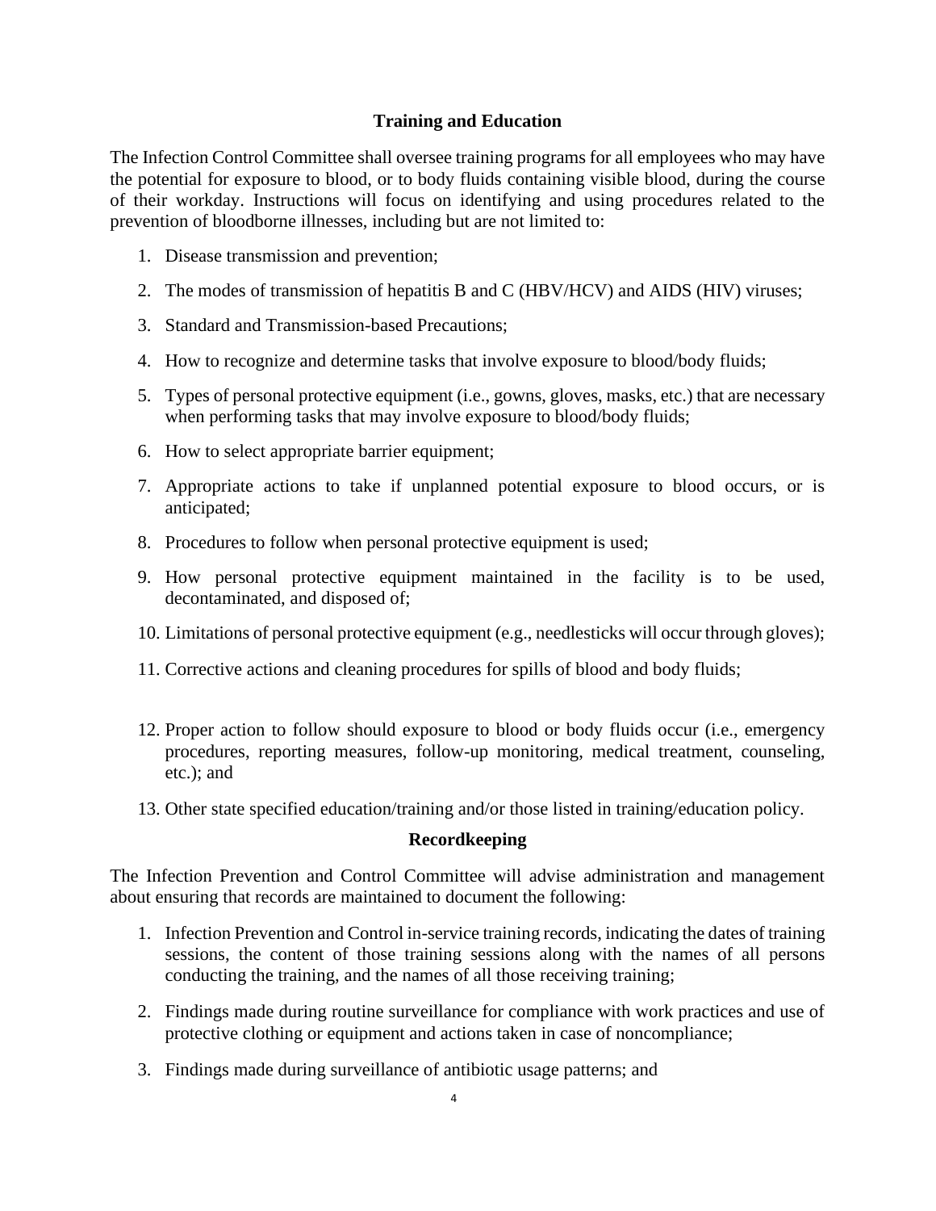### Training and Education

The Infection Control Committee shall oversee training programs for all employees who may have the potential for exposure to blood, or to body fluids containing visible blood, during the course of their workday. Instructions will focus on identifying and using procedures related to the prevention of bloodborne illnesses, including but are not limited to:

1. Disease transmission and prevention;
2. The modes of transmission of hepatitis B and C (HBV/HCV) and AIDS (HIV) viruses;
3. Standard and Transmission-based Precautions;
4. How to recognize and determine tasks that involve exposure to blood/body fluids;
5. Types of personal protective equipment (i.e., gowns, gloves, masks, etc.) that are necessary when performing tasks that may involve exposure to blood/body fluids;
6. How to select appropriate barrier equipment;
7. Appropriate actions to take if unplanned potential exposure to blood occurs, or is anticipated;
8. Procedures to follow when personal protective equipment is used;
9. How personal protective equipment maintained in the facility is to be used, decontaminated, and disposed of;
10. Limitations of personal protective equipment (e.g., needlesticks will occur through gloves);
11. Corrective actions and cleaning procedures for spills of blood and body fluids;
12. Proper action to follow should exposure to blood or body fluids occur (i.e., emergency procedures, reporting measures, follow-up monitoring, medical treatment, counseling, etc.); and
13. Other state specified education/training and/or those listed in training/education policy.

### Recordkeeping

The Infection Prevention and Control Committee will advise administration and management about ensuring that records are maintained to document the following:

1. Infection Prevention and Control in-service training records, indicating the dates of training sessions, the content of those training sessions along with the names of all persons conducting the training, and the names of all those receiving training;
2. Findings made during routine surveillance for compliance with work practices and use of protective clothing or equipment and actions taken in case of noncompliance;
3. Findings made during surveillance of antibiotic usage patterns; and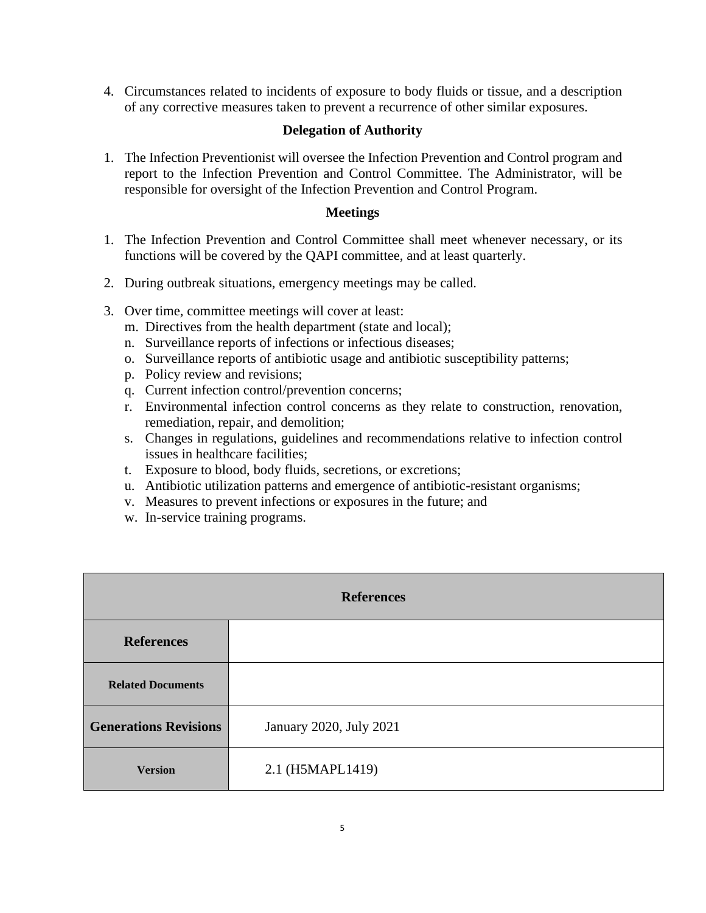4. Circumstances related to incidents of exposure to body fluids or tissue, and a description of any corrective measures taken to prevent a recurrence of other similar exposures.

**Delegation of Authority**

1. The Infection Preventionist will oversee the Infection Prevention and Control program and report to the Infection Prevention and Control Committee. The Administrator, will be responsible for oversight of the Infection Prevention and Control Program.

**Meetings**

1. The Infection Prevention and Control Committee shall meet whenever necessary, or its functions will be covered by the QAPI committee, and at least quarterly.

2. During outbreak situations, emergency meetings may be called.

3. Over time, committee meetings will cover at least:
   m. Directives from the health department (state and local);
   n. Surveillance reports of infections or infectious diseases;
   o. Surveillance reports of antibiotic usage and antibiotic susceptibility patterns;
   p. Policy review and revisions;
   q. Current infection control/prevention concerns;
   r. Environmental infection control concerns as they relate to construction, renovation, remediation, repair, and demolition;
   s. Changes in regulations, guidelines and recommendations relative to infection control issues in healthcare facilities;
   t. Exposure to blood, body fluids, secretions, or excretions;
   u. Antibiotic utilization patterns and emergence of antibiotic-resistant organisms;
   v. Measures to prevent infections or exposures in the future; and
   w. In-service training programs.

| References | |
|---|---|
| **References** | |
| **Related Documents** | |
| **Generations Revisions** | January 2020, July 2021 |
| **Version** | 2.1 (H5MAPL1419) |